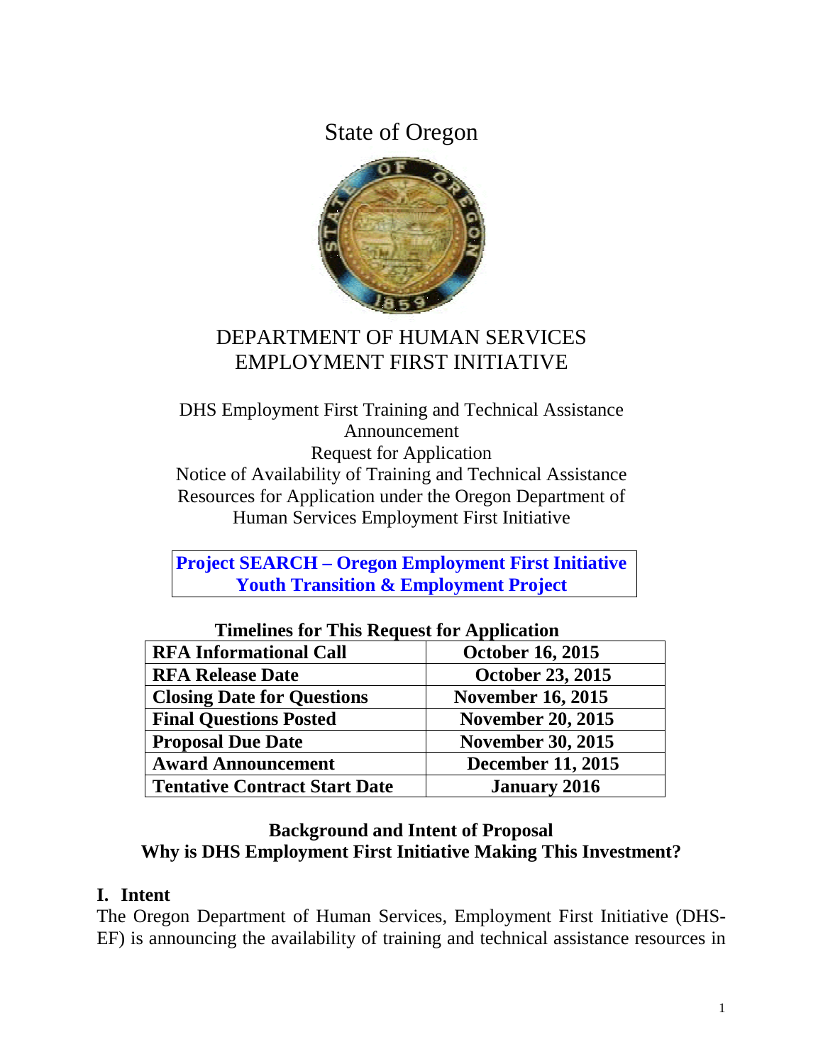# State of Oregon

## DEPARTMENT OF HUMAN SERVICES
## EMPLOYMENT FIRST INITIATIVE

DHS Employment First Training and Technical Assistance Announcement
Request for Application
Notice of Availability of Training and Technical Assistance Resources for Application under the Oregon Department of Human Services Employment First Initiative

**Project SEARCH – Oregon Employment First Initiative Youth Transition & Employment Project**

**Timelines for This Request for Application**

| | |
|---|---|
| **RFA Informational Call** | **October 16, 2015** |
| **RFA Release Date** | **October 23, 2015** |
| **Closing Date for Questions** | **November 16, 2015** |
| **Final Questions Posted** | **November 20, 2015** |
| **Proposal Due Date** | **November 30, 2015** |
| **Award Announcement** | **December 11, 2015** |
| **Tentative Contract Start Date** | **January 2016** |

### Background and Intent of Proposal
### Why is DHS Employment First Initiative Making This Investment?

## I. Intent

The Oregon Department of Human Services, Employment First Initiative (DHS-EF) is announcing the availability of training and technical assistance resources in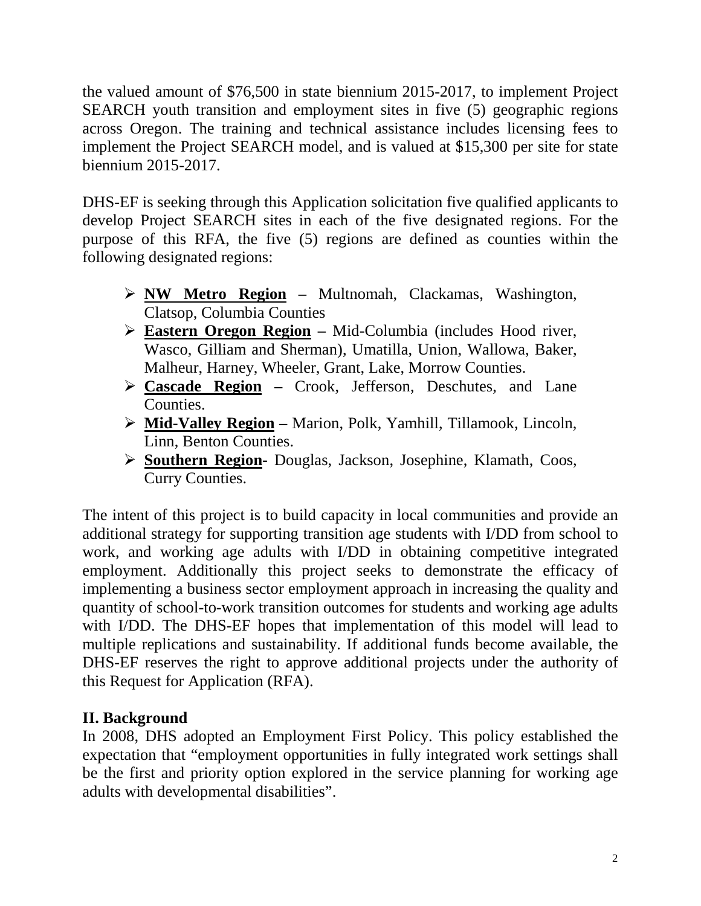the valued amount of $76,500 in state biennium 2015-2017, to implement Project SEARCH youth transition and employment sites in five (5) geographic regions across Oregon. The training and technical assistance includes licensing fees to implement the Project SEARCH model, and is valued at $15,300 per site for state biennium 2015-2017.

DHS-EF is seeking through this Application solicitation five qualified applicants to develop Project SEARCH sites in each of the five designated regions. For the purpose of this RFA, the five (5) regions are defined as counties within the following designated regions:

- **NW Metro Region –** Multnomah, Clackamas, Washington, Clatsop, Columbia Counties
- **Eastern Oregon Region –** Mid-Columbia (includes Hood river, Wasco, Gilliam and Sherman), Umatilla, Union, Wallowa, Baker, Malheur, Harney, Wheeler, Grant, Lake, Morrow Counties.
- **Cascade Region –** Crook, Jefferson, Deschutes, and Lane Counties.
- **Mid-Valley Region –** Marion, Polk, Yamhill, Tillamook, Lincoln, Linn, Benton Counties.
- **Southern Region-** Douglas, Jackson, Josephine, Klamath, Coos, Curry Counties.

The intent of this project is to build capacity in local communities and provide an additional strategy for supporting transition age students with I/DD from school to work, and working age adults with I/DD in obtaining competitive integrated employment. Additionally this project seeks to demonstrate the efficacy of implementing a business sector employment approach in increasing the quality and quantity of school-to-work transition outcomes for students and working age adults with I/DD. The DHS-EF hopes that implementation of this model will lead to multiple replications and sustainability. If additional funds become available, the DHS-EF reserves the right to approve additional projects under the authority of this Request for Application (RFA).

## II. Background

In 2008, DHS adopted an Employment First Policy. This policy established the expectation that "employment opportunities in fully integrated work settings shall be the first and priority option explored in the service planning for working age adults with developmental disabilities".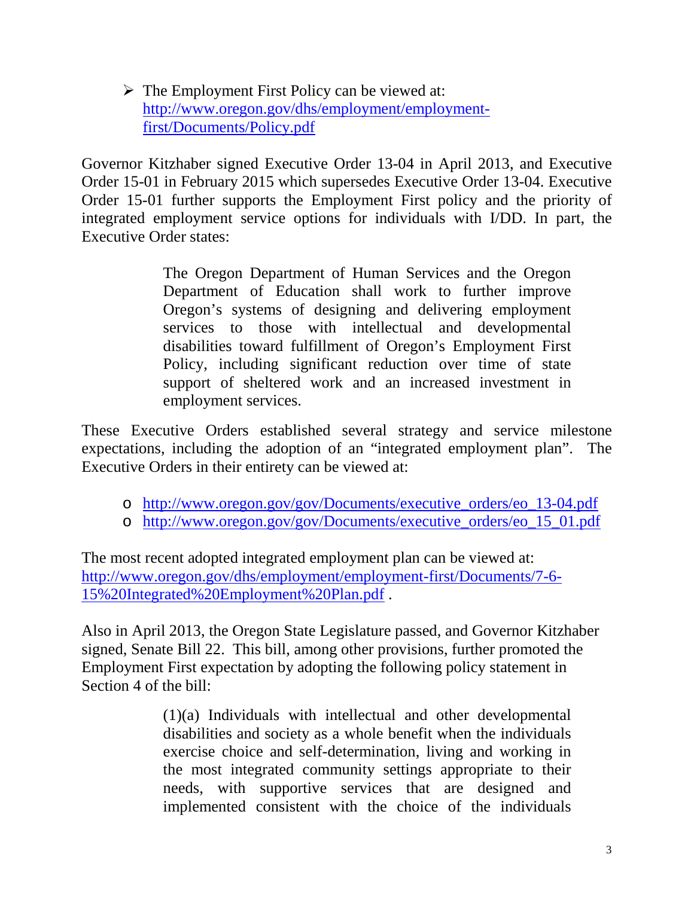- The Employment First Policy can be viewed at: http://www.oregon.gov/dhs/employment/employment-first/Documents/Policy.pdf

Governor Kitzhaber signed Executive Order 13-04 in April 2013, and Executive Order 15-01 in February 2015 which supersedes Executive Order 13-04. Executive Order 15-01 further supports the Employment First policy and the priority of integrated employment service options for individuals with I/DD. In part, the Executive Order states:

> The Oregon Department of Human Services and the Oregon Department of Education shall work to further improve Oregon's systems of designing and delivering employment services to those with intellectual and developmental disabilities toward fulfillment of Oregon's Employment First Policy, including significant reduction over time of state support of sheltered work and an increased investment in employment services.

These Executive Orders established several strategy and service milestone expectations, including the adoption of an "integrated employment plan". The Executive Orders in their entirety can be viewed at:

- http://www.oregon.gov/gov/Documents/executive_orders/eo_13-04.pdf
- http://www.oregon.gov/gov/Documents/executive_orders/eo_15_01.pdf

The most recent adopted integrated employment plan can be viewed at: http://www.oregon.gov/dhs/employment/employment-first/Documents/7-6-15%20Integrated%20Employment%20Plan.pdf .

Also in April 2013, the Oregon State Legislature passed, and Governor Kitzhaber signed, Senate Bill 22. This bill, among other provisions, further promoted the Employment First expectation by adopting the following policy statement in Section 4 of the bill:

> (1)(a) Individuals with intellectual and other developmental disabilities and society as a whole benefit when the individuals exercise choice and self-determination, living and working in the most integrated community settings appropriate to their needs, with supportive services that are designed and implemented consistent with the choice of the individuals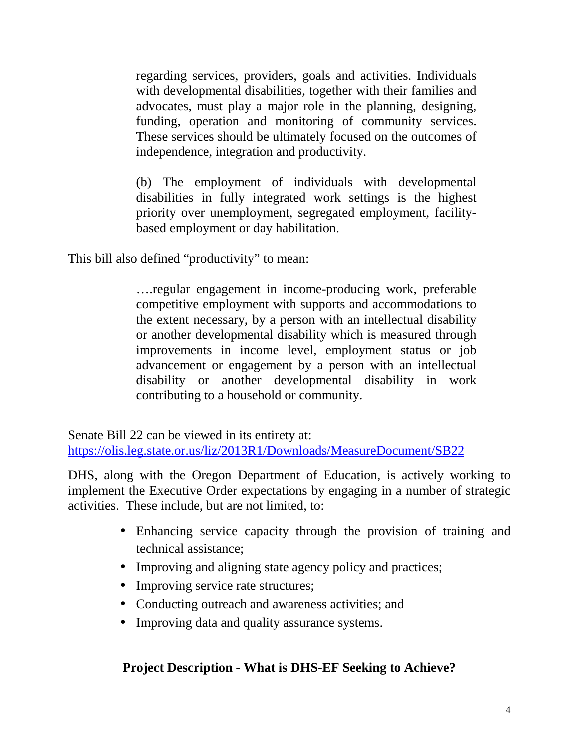> regarding services, providers, goals and activities. Individuals with developmental disabilities, together with their families and advocates, must play a major role in the planning, designing, funding, operation and monitoring of community services. These services should be ultimately focused on the outcomes of independence, integration and productivity.
>
> (b) The employment of individuals with developmental disabilities in fully integrated work settings is the highest priority over unemployment, segregated employment, facility-based employment or day habilitation.

This bill also defined "productivity" to mean:

> ….regular engagement in income-producing work, preferable competitive employment with supports and accommodations to the extent necessary, by a person with an intellectual disability or another developmental disability which is measured through improvements in income level, employment status or job advancement or engagement by a person with an intellectual disability or another developmental disability in work contributing to a household or community.

Senate Bill 22 can be viewed in its entirety at:
https://olis.leg.state.or.us/liz/2013R1/Downloads/MeasureDocument/SB22

DHS, along with the Oregon Department of Education, is actively working to implement the Executive Order expectations by engaging in a number of strategic activities. These include, but are not limited, to:

- Enhancing service capacity through the provision of training and technical assistance;
- Improving and aligning state agency policy and practices;
- Improving service rate structures;
- Conducting outreach and awareness activities; and
- Improving data and quality assurance systems.

## Project Description - What is DHS-EF Seeking to Achieve?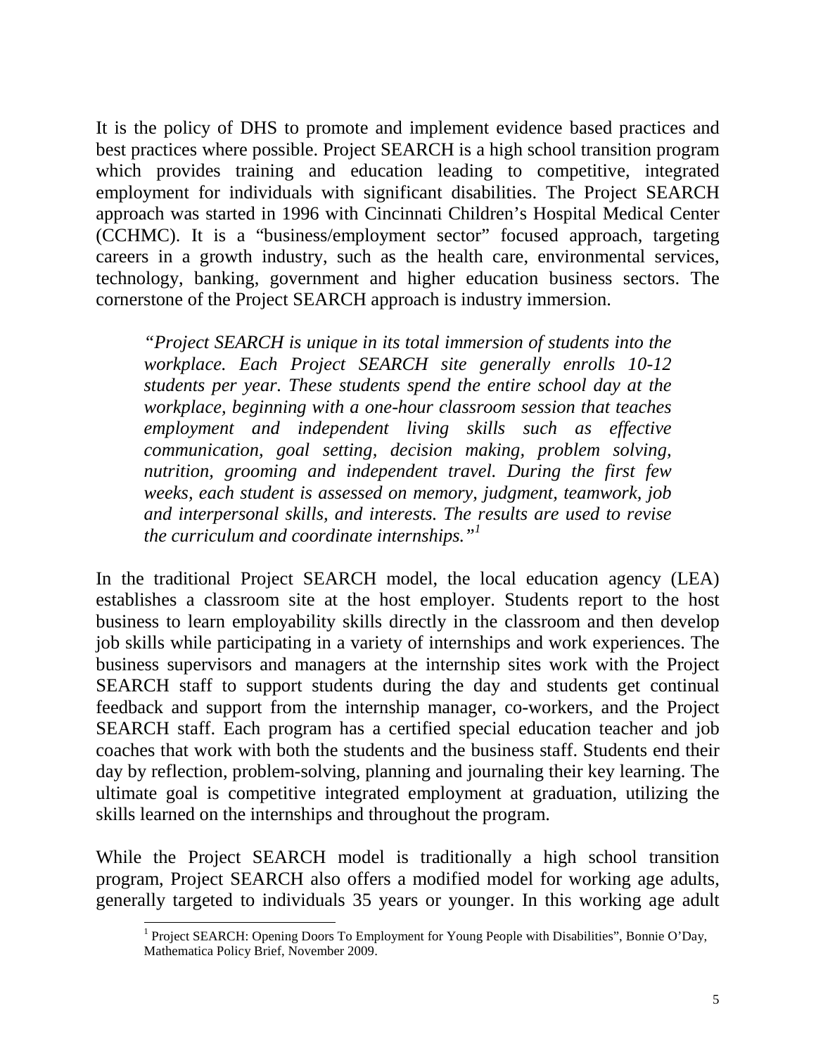It is the policy of DHS to promote and implement evidence based practices and best practices where possible. Project SEARCH is a high school transition program which provides training and education leading to competitive, integrated employment for individuals with significant disabilities. The Project SEARCH approach was started in 1996 with Cincinnati Children's Hospital Medical Center (CCHMC). It is a "business/employment sector" focused approach, targeting careers in a growth industry, such as the health care, environmental services, technology, banking, government and higher education business sectors. The cornerstone of the Project SEARCH approach is industry immersion.

> *"Project SEARCH is unique in its total immersion of students into the workplace. Each Project SEARCH site generally enrolls 10-12 students per year. These students spend the entire school day at the workplace, beginning with a one-hour classroom session that teaches employment and independent living skills such as effective communication, goal setting, decision making, problem solving, nutrition, grooming and independent travel. During the first few weeks, each student is assessed on memory, judgment, teamwork, job and interpersonal skills, and interests. The results are used to revise the curriculum and coordinate internships."*[1]

In the traditional Project SEARCH model, the local education agency (LEA) establishes a classroom site at the host employer. Students report to the host business to learn employability skills directly in the classroom and then develop job skills while participating in a variety of internships and work experiences. The business supervisors and managers at the internship sites work with the Project SEARCH staff to support students during the day and students get continual feedback and support from the internship manager, co-workers, and the Project SEARCH staff. Each program has a certified special education teacher and job coaches that work with both the students and the business staff. Students end their day by reflection, problem-solving, planning and journaling their key learning. The ultimate goal is competitive integrated employment at graduation, utilizing the skills learned on the internships and throughout the program.

While the Project SEARCH model is traditionally a high school transition program, Project SEARCH also offers a modified model for working age adults, generally targeted to individuals 35 years or younger. In this working age adult

---

[1] Project SEARCH: Opening Doors To Employment for Young People with Disabilities", Bonnie O'Day, Mathematica Policy Brief, November 2009.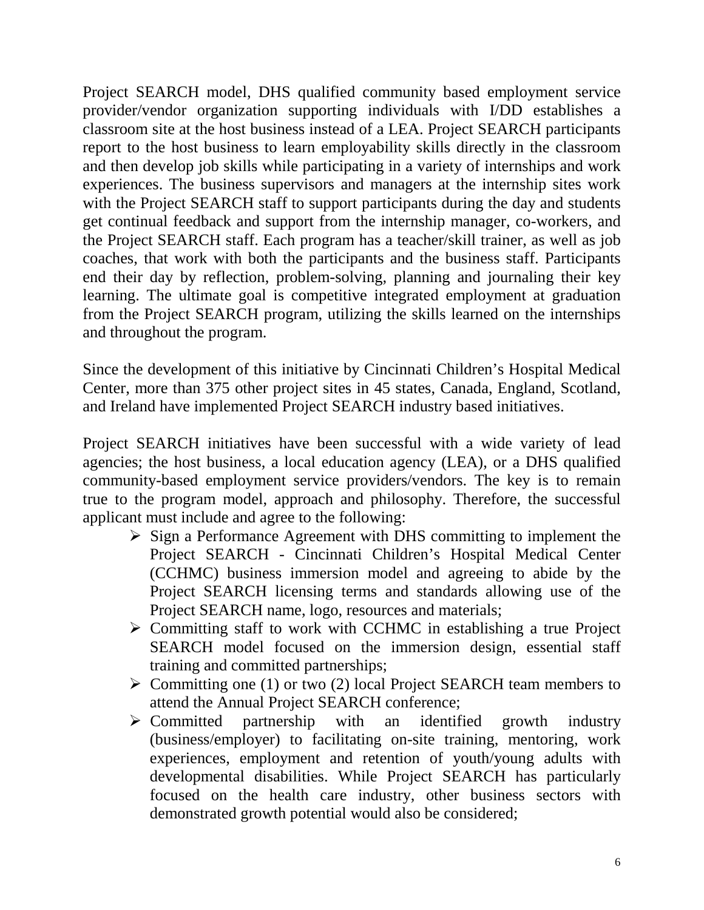Project SEARCH model, DHS qualified community based employment service provider/vendor organization supporting individuals with I/DD establishes a classroom site at the host business instead of a LEA. Project SEARCH participants report to the host business to learn employability skills directly in the classroom and then develop job skills while participating in a variety of internships and work experiences. The business supervisors and managers at the internship sites work with the Project SEARCH staff to support participants during the day and students get continual feedback and support from the internship manager, co-workers, and the Project SEARCH staff. Each program has a teacher/skill trainer, as well as job coaches, that work with both the participants and the business staff. Participants end their day by reflection, problem-solving, planning and journaling their key learning. The ultimate goal is competitive integrated employment at graduation from the Project SEARCH program, utilizing the skills learned on the internships and throughout the program.

Since the development of this initiative by Cincinnati Children's Hospital Medical Center, more than 375 other project sites in 45 states, Canada, England, Scotland, and Ireland have implemented Project SEARCH industry based initiatives.

Project SEARCH initiatives have been successful with a wide variety of lead agencies; the host business, a local education agency (LEA), or a DHS qualified community-based employment service providers/vendors. The key is to remain true to the program model, approach and philosophy. Therefore, the successful applicant must include and agree to the following:

- Sign a Performance Agreement with DHS committing to implement the Project SEARCH - Cincinnati Children's Hospital Medical Center (CCHMC) business immersion model and agreeing to abide by the Project SEARCH licensing terms and standards allowing use of the Project SEARCH name, logo, resources and materials;
- Committing staff to work with CCHMC in establishing a true Project SEARCH model focused on the immersion design, essential staff training and committed partnerships;
- Committing one (1) or two (2) local Project SEARCH team members to attend the Annual Project SEARCH conference;
- Committed partnership with an identified growth industry (business/employer) to facilitating on-site training, mentoring, work experiences, employment and retention of youth/young adults with developmental disabilities. While Project SEARCH has particularly focused on the health care industry, other business sectors with demonstrated growth potential would also be considered;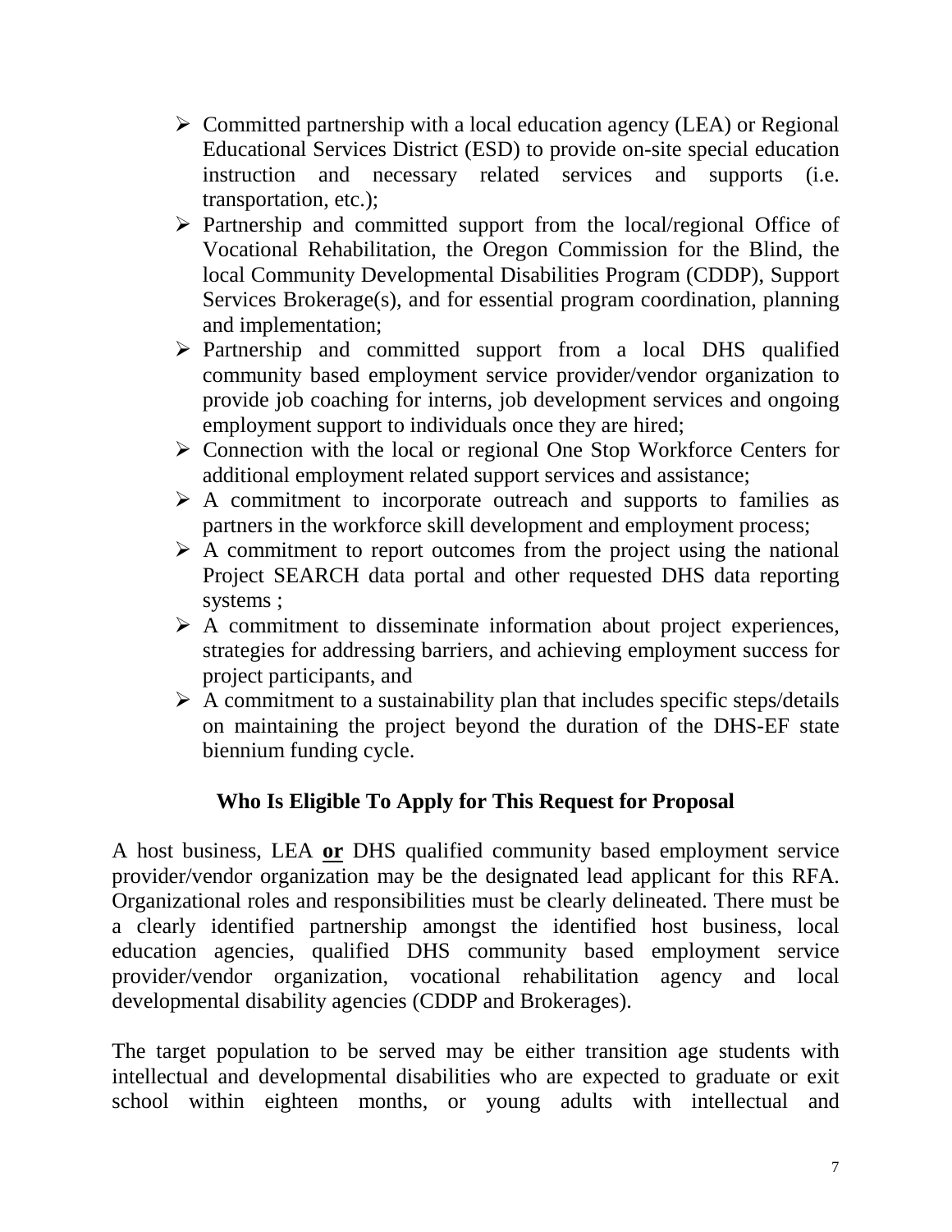- Committed partnership with a local education agency (LEA) or Regional Educational Services District (ESD) to provide on-site special education instruction and necessary related services and supports (i.e. transportation, etc.);
- Partnership and committed support from the local/regional Office of Vocational Rehabilitation, the Oregon Commission for the Blind, the local Community Developmental Disabilities Program (CDDP), Support Services Brokerage(s), and for essential program coordination, planning and implementation;
- Partnership and committed support from a local DHS qualified community based employment service provider/vendor organization to provide job coaching for interns, job development services and ongoing employment support to individuals once they are hired;
- Connection with the local or regional One Stop Workforce Centers for additional employment related support services and assistance;
- A commitment to incorporate outreach and supports to families as partners in the workforce skill development and employment process;
- A commitment to report outcomes from the project using the national Project SEARCH data portal and other requested DHS data reporting systems ;
- A commitment to disseminate information about project experiences, strategies for addressing barriers, and achieving employment success for project participants, and
- A commitment to a sustainability plan that includes specific steps/details on maintaining the project beyond the duration of the DHS-EF state biennium funding cycle.

## Who Is Eligible To Apply for This Request for Proposal

A host business, LEA **<u>or</u>** DHS qualified community based employment service provider/vendor organization may be the designated lead applicant for this RFA. Organizational roles and responsibilities must be clearly delineated. There must be a clearly identified partnership amongst the identified host business, local education agencies, qualified DHS community based employment service provider/vendor organization, vocational rehabilitation agency and local developmental disability agencies (CDDP and Brokerages).

The target population to be served may be either transition age students with intellectual and developmental disabilities who are expected to graduate or exit school within eighteen months, or young adults with intellectual and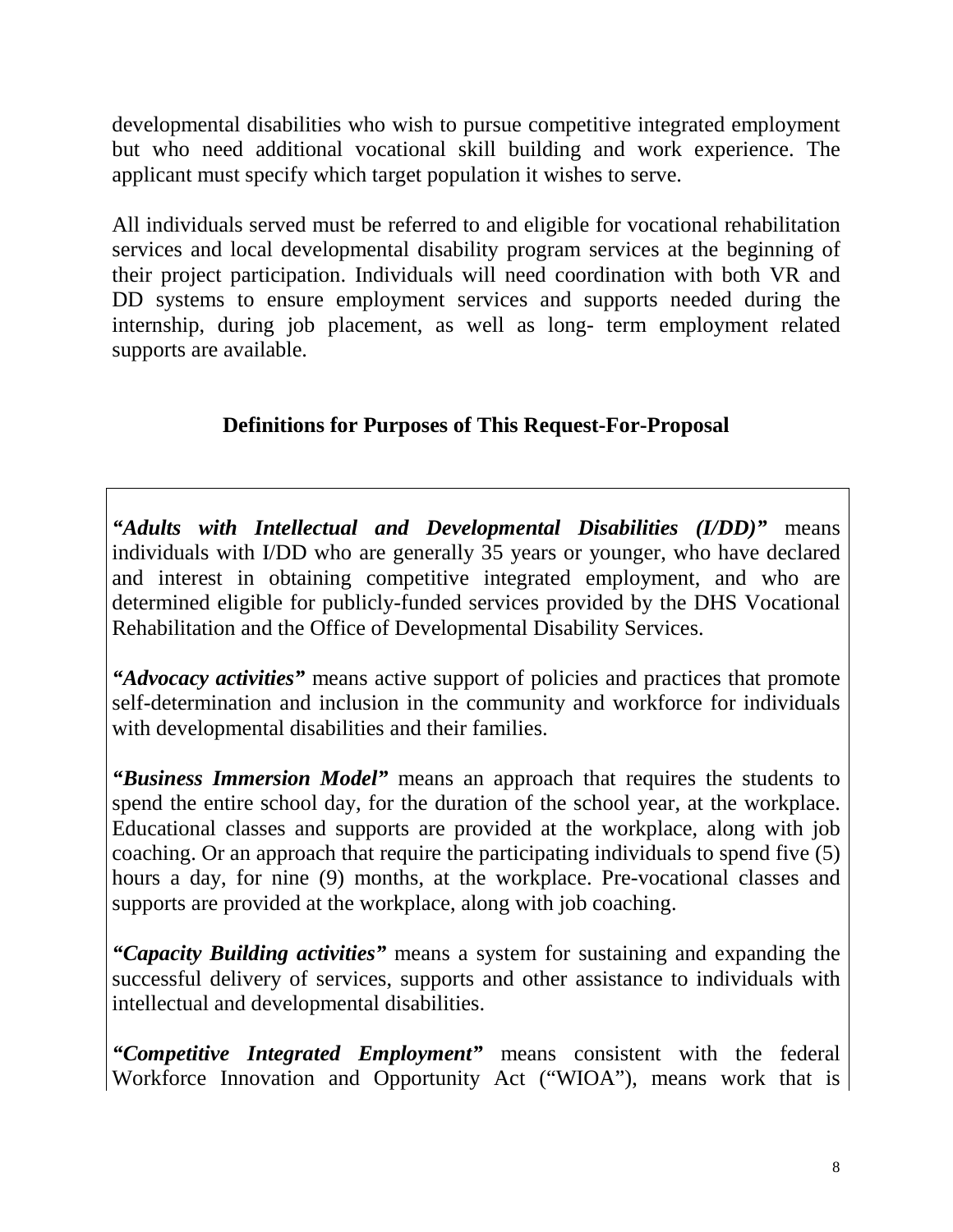developmental disabilities who wish to pursue competitive integrated employment but who need additional vocational skill building and work experience. The applicant must specify which target population it wishes to serve.

All individuals served must be referred to and eligible for vocational rehabilitation services and local developmental disability program services at the beginning of their project participation. Individuals will need coordination with both VR and DD systems to ensure employment services and supports needed during the internship, during job placement, as well as long- term employment related supports are available.

## Definitions for Purposes of This Request-For-Proposal

***"Adults with Intellectual and Developmental Disabilities (I/DD)"*** means individuals with I/DD who are generally 35 years or younger, who have declared and interest in obtaining competitive integrated employment, and who are determined eligible for publicly-funded services provided by the DHS Vocational Rehabilitation and the Office of Developmental Disability Services.

***"Advocacy activities"*** means active support of policies and practices that promote self-determination and inclusion in the community and workforce for individuals with developmental disabilities and their families.

***"Business Immersion Model"*** means an approach that requires the students to spend the entire school day, for the duration of the school year, at the workplace. Educational classes and supports are provided at the workplace, along with job coaching. Or an approach that require the participating individuals to spend five (5) hours a day, for nine (9) months, at the workplace. Pre-vocational classes and supports are provided at the workplace, along with job coaching.

***"Capacity Building activities"*** means a system for sustaining and expanding the successful delivery of services, supports and other assistance to individuals with intellectual and developmental disabilities.

***"Competitive Integrated Employment"*** means consistent with the federal Workforce Innovation and Opportunity Act ("WIOA"), means work that is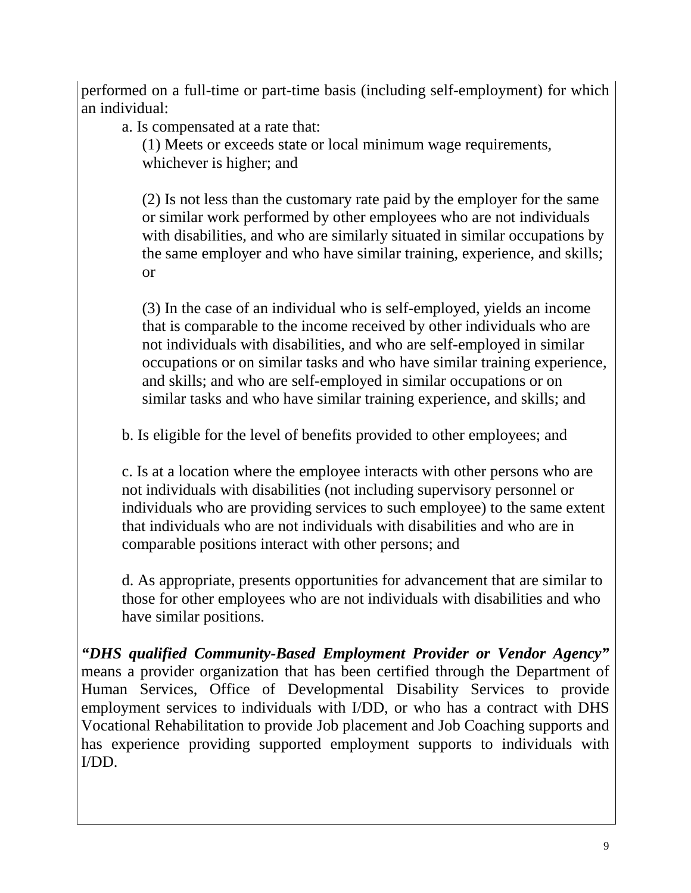performed on a full-time or part-time basis (including self-employment) for which an individual:

a. Is compensated at a rate that:

(1) Meets or exceeds state or local minimum wage requirements, whichever is higher; and

(2) Is not less than the customary rate paid by the employer for the same or similar work performed by other employees who are not individuals with disabilities, and who are similarly situated in similar occupations by the same employer and who have similar training, experience, and skills; or

(3) In the case of an individual who is self-employed, yields an income that is comparable to the income received by other individuals who are not individuals with disabilities, and who are self-employed in similar occupations or on similar tasks and who have similar training experience, and skills; and who are self-employed in similar occupations or on similar tasks and who have similar training experience, and skills; and

b. Is eligible for the level of benefits provided to other employees; and

c. Is at a location where the employee interacts with other persons who are not individuals with disabilities (not including supervisory personnel or individuals who are providing services to such employee) to the same extent that individuals who are not individuals with disabilities and who are in comparable positions interact with other persons; and

d. As appropriate, presents opportunities for advancement that are similar to those for other employees who are not individuals with disabilities and who have similar positions.

***"DHS qualified Community-Based Employment Provider or Vendor Agency"*** means a provider organization that has been certified through the Department of Human Services, Office of Developmental Disability Services to provide employment services to individuals with I/DD, or who has a contract with DHS Vocational Rehabilitation to provide Job placement and Job Coaching supports and has experience providing supported employment supports to individuals with I/DD.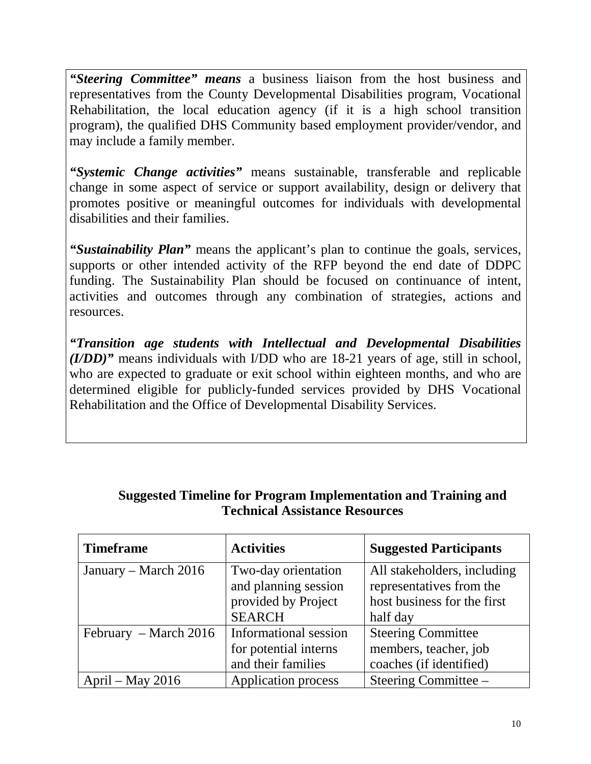***"Steering Committee" means*** a business liaison from the host business and representatives from the County Developmental Disabilities program, Vocational Rehabilitation, the local education agency (if it is a high school transition program), the qualified DHS Community based employment provider/vendor, and may include a family member.

***"Systemic Change activities"*** means sustainable, transferable and replicable change in some aspect of service or support availability, design or delivery that promotes positive or meaningful outcomes for individuals with developmental disabilities and their families.

***"Sustainability Plan"*** means the applicant's plan to continue the goals, services, supports or other intended activity of the RFP beyond the end date of DDPC funding. The Sustainability Plan should be focused on continuance of intent, activities and outcomes through any combination of strategies, actions and resources.

***"Transition age students with Intellectual and Developmental Disabilities (I/DD)"*** means individuals with I/DD who are 18-21 years of age, still in school, who are expected to graduate or exit school within eighteen months, and who are determined eligible for publicly-funded services provided by DHS Vocational Rehabilitation and the Office of Developmental Disability Services.

## Suggested Timeline for Program Implementation and Training and Technical Assistance Resources

| **Timeframe** | **Activities** | **Suggested Participants** |
|---|---|---|
| January – March 2016 | Two-day orientation and planning session provided by Project SEARCH | All stakeholders, including representatives from the host business for the first half day |
| February – March 2016 | Informational session for potential interns and their families | Steering Committee members, teacher, job coaches (if identified) |
| April – May 2016 | Application process | Steering Committee – |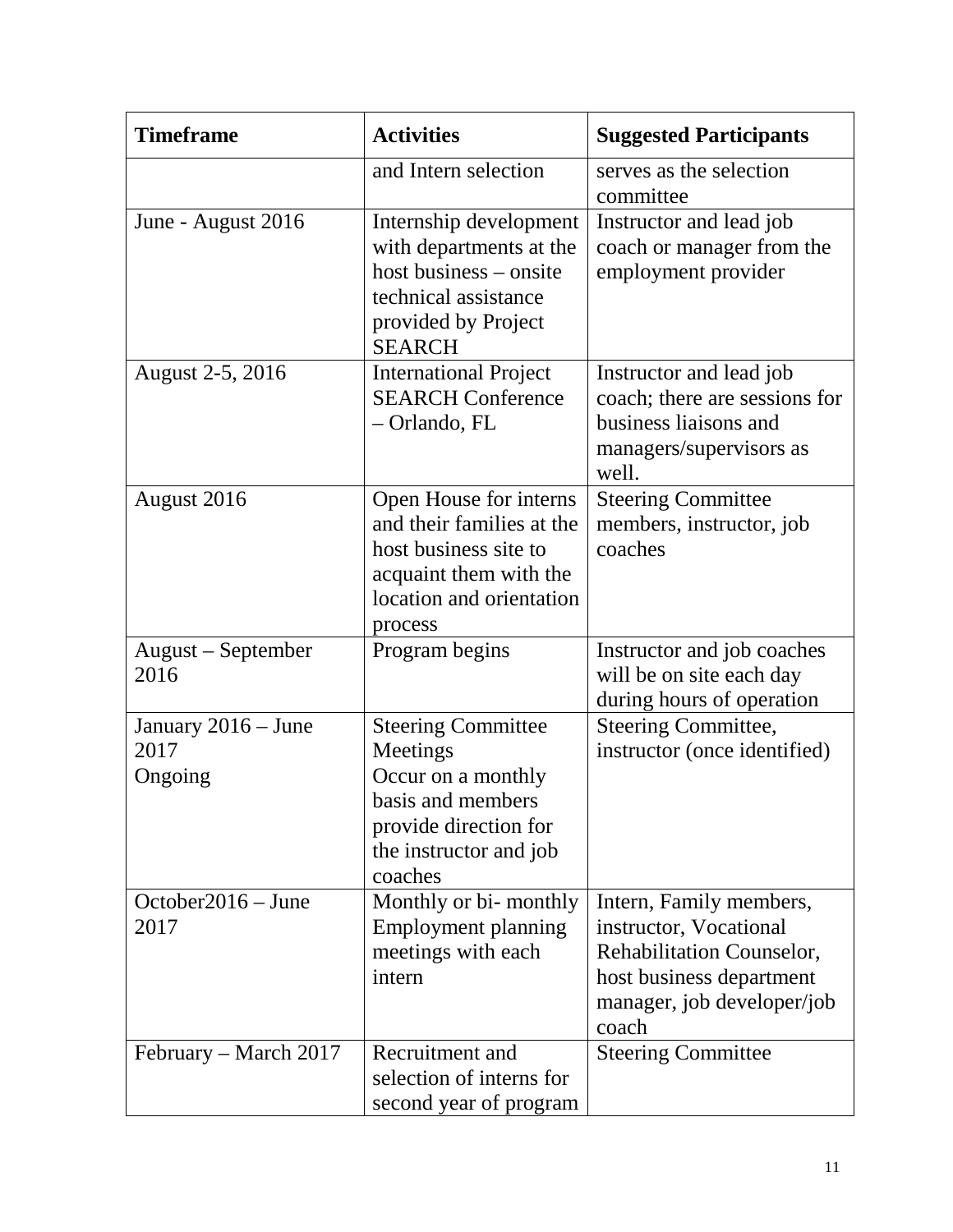| Timeframe | Activities | Suggested Participants |
|---|---|---|
| | and Intern selection | serves as the selection committee |
| June - August 2016 | Internship development with departments at the host business – onsite technical assistance provided by Project SEARCH | Instructor and lead job coach or manager from the employment provider |
| August 2-5, 2016 | International Project SEARCH Conference – Orlando, FL | Instructor and lead job coach; there are sessions for business liaisons and managers/supervisors as well. |
| August 2016 | Open House for interns and their families at the host business site to acquaint them with the location and orientation process | Steering Committee members, instructor, job coaches |
| August – September 2016 | Program begins | Instructor and job coaches will be on site each day during hours of operation |
| January 2016 – June 2017 Ongoing | Steering Committee Meetings Occur on a monthly basis and members provide direction for the instructor and job coaches | Steering Committee, instructor (once identified) |
| October2016 – June 2017 | Monthly or bi- monthly Employment planning meetings with each intern | Intern, Family members, instructor, Vocational Rehabilitation Counselor, host business department manager, job developer/job coach |
| February – March 2017 | Recruitment and selection of interns for second year of program | Steering Committee |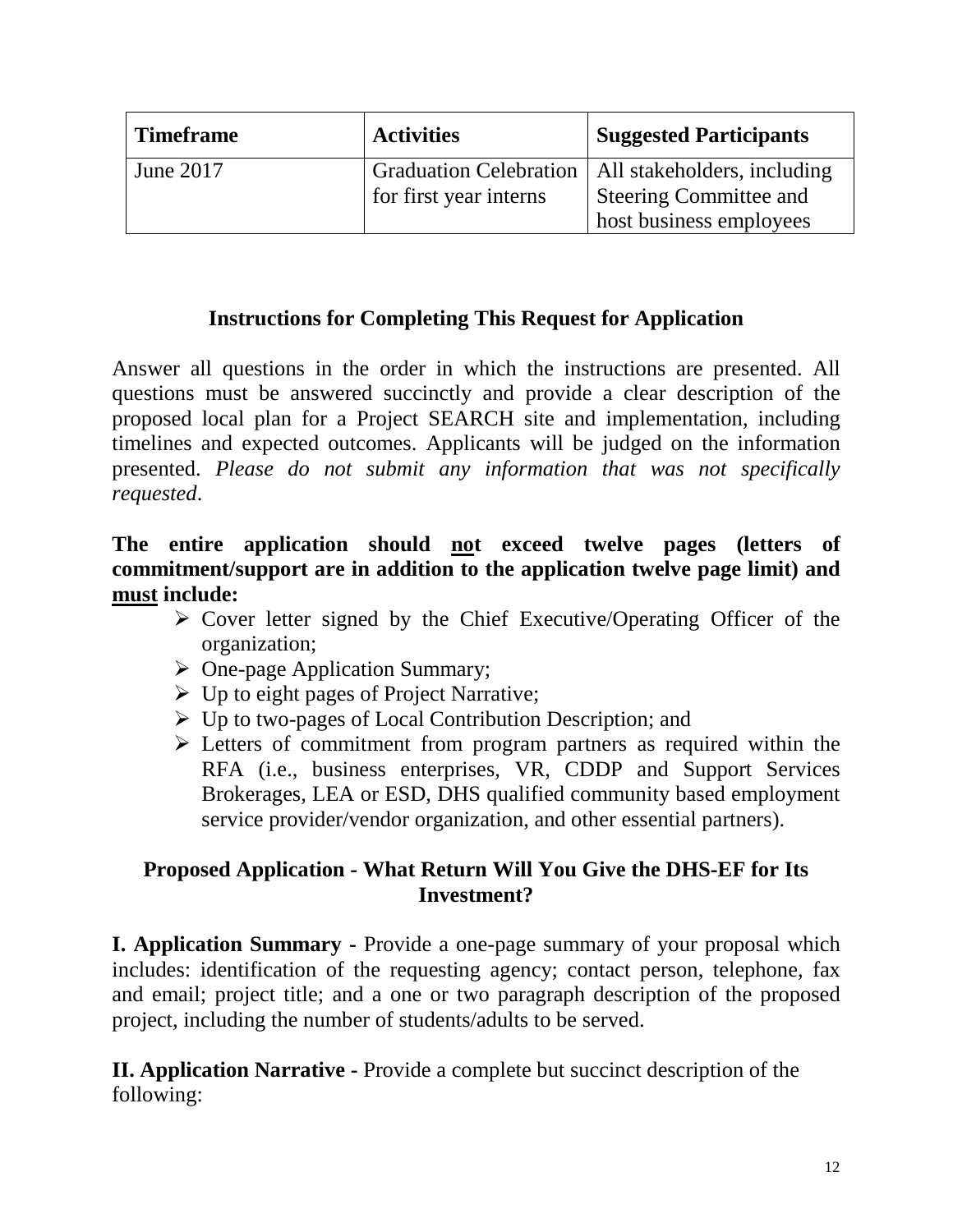| Timeframe | Activities | Suggested Participants |
|---|---|---|
| June 2017 | Graduation Celebration for first year interns | All stakeholders, including Steering Committee and host business employees |

## Instructions for Completing This Request for Application

Answer all questions in the order in which the instructions are presented. All questions must be answered succinctly and provide a clear description of the proposed local plan for a Project SEARCH site and implementation, including timelines and expected outcomes. Applicants will be judged on the information presented. *Please do not submit any information that was not specifically requested*.

**The entire application should <u>not</u> exceed twelve pages (letters of commitment/support are in addition to the application twelve page limit) and <u>must</u> include:**

- Cover letter signed by the Chief Executive/Operating Officer of the organization;
- One-page Application Summary;
- Up to eight pages of Project Narrative;
- Up to two-pages of Local Contribution Description; and
- Letters of commitment from program partners as required within the RFA (i.e., business enterprises, VR, CDDP and Support Services Brokerages, LEA or ESD, DHS qualified community based employment service provider/vendor organization, and other essential partners).

## Proposed Application - What Return Will You Give the DHS-EF for Its Investment?

**I. Application Summary -** Provide a one-page summary of your proposal which includes: identification of the requesting agency; contact person, telephone, fax and email; project title; and a one or two paragraph description of the proposed project, including the number of students/adults to be served.

**II. Application Narrative -** Provide a complete but succinct description of the following: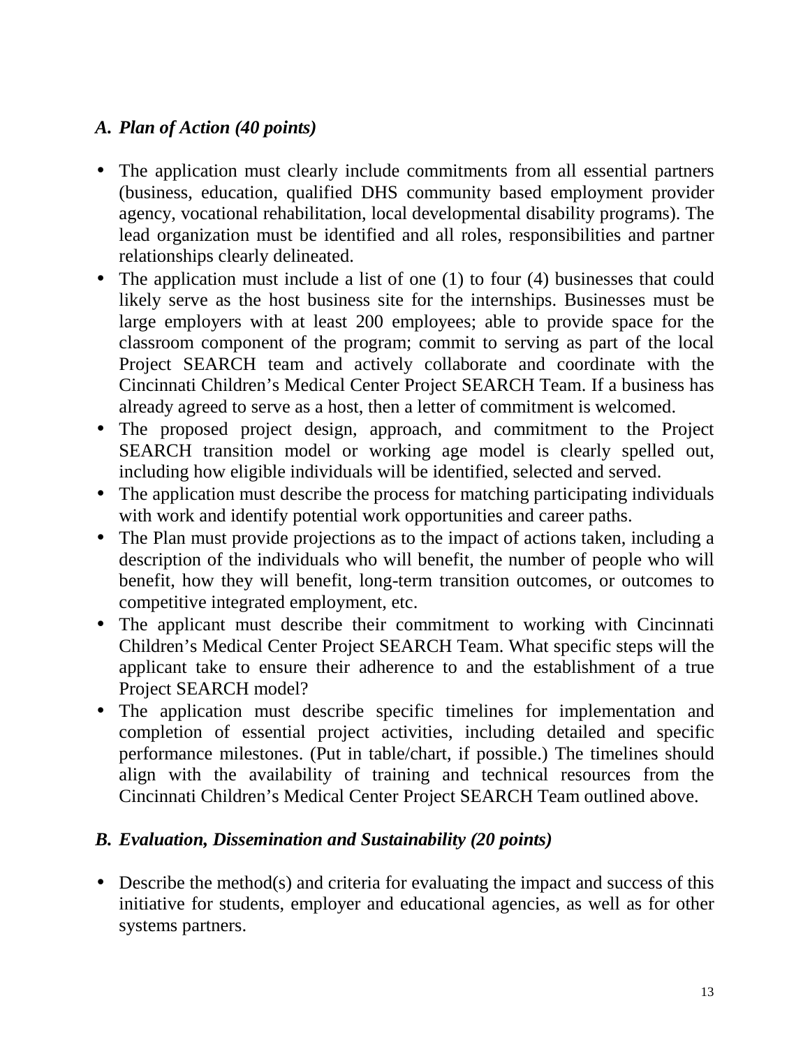### *A. Plan of Action (40 points)*

- The application must clearly include commitments from all essential partners (business, education, qualified DHS community based employment provider agency, vocational rehabilitation, local developmental disability programs). The lead organization must be identified and all roles, responsibilities and partner relationships clearly delineated.
- The application must include a list of one (1) to four (4) businesses that could likely serve as the host business site for the internships. Businesses must be large employers with at least 200 employees; able to provide space for the classroom component of the program; commit to serving as part of the local Project SEARCH team and actively collaborate and coordinate with the Cincinnati Children's Medical Center Project SEARCH Team. If a business has already agreed to serve as a host, then a letter of commitment is welcomed.
- The proposed project design, approach, and commitment to the Project SEARCH transition model or working age model is clearly spelled out, including how eligible individuals will be identified, selected and served.
- The application must describe the process for matching participating individuals with work and identify potential work opportunities and career paths.
- The Plan must provide projections as to the impact of actions taken, including a description of the individuals who will benefit, the number of people who will benefit, how they will benefit, long-term transition outcomes, or outcomes to competitive integrated employment, etc.
- The applicant must describe their commitment to working with Cincinnati Children's Medical Center Project SEARCH Team. What specific steps will the applicant take to ensure their adherence to and the establishment of a true Project SEARCH model?
- The application must describe specific timelines for implementation and completion of essential project activities, including detailed and specific performance milestones. (Put in table/chart, if possible.) The timelines should align with the availability of training and technical resources from the Cincinnati Children's Medical Center Project SEARCH Team outlined above.

### *B. Evaluation, Dissemination and Sustainability (20 points)*

- Describe the method(s) and criteria for evaluating the impact and success of this initiative for students, employer and educational agencies, as well as for other systems partners.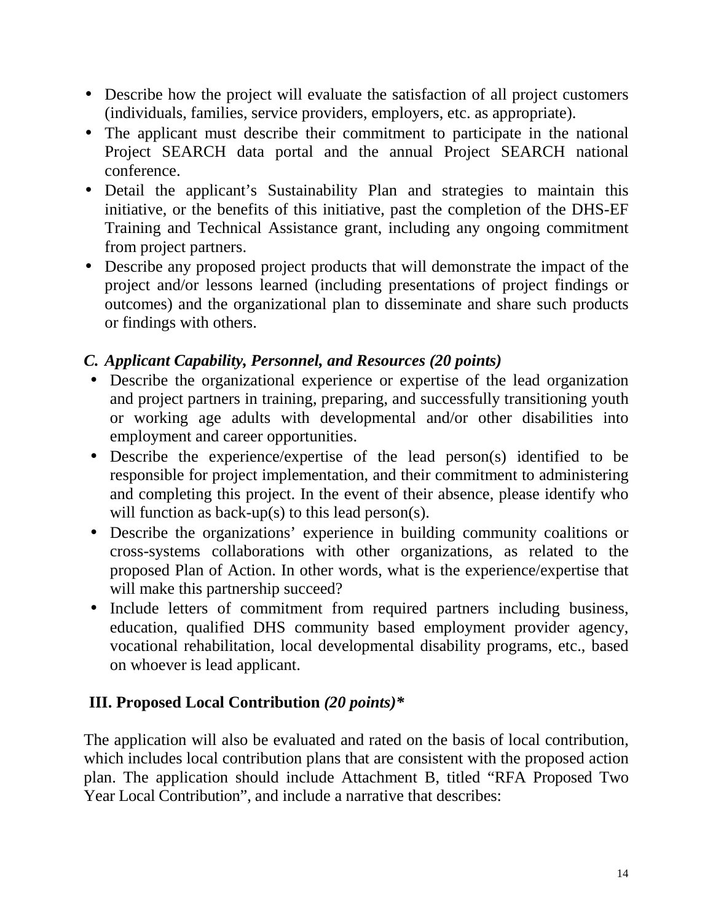- Describe how the project will evaluate the satisfaction of all project customers (individuals, families, service providers, employers, etc. as appropriate).
- The applicant must describe their commitment to participate in the national Project SEARCH data portal and the annual Project SEARCH national conference.
- Detail the applicant's Sustainability Plan and strategies to maintain this initiative, or the benefits of this initiative, past the completion of the DHS-EF Training and Technical Assistance grant, including any ongoing commitment from project partners.
- Describe any proposed project products that will demonstrate the impact of the project and/or lessons learned (including presentations of project findings or outcomes) and the organizational plan to disseminate and share such products or findings with others.

### *C. Applicant Capability, Personnel, and Resources (20 points)*

- Describe the organizational experience or expertise of the lead organization and project partners in training, preparing, and successfully transitioning youth or working age adults with developmental and/or other disabilities into employment and career opportunities.
- Describe the experience/expertise of the lead person(s) identified to be responsible for project implementation, and their commitment to administering and completing this project. In the event of their absence, please identify who will function as back-up(s) to this lead person(s).
- Describe the organizations' experience in building community coalitions or cross-systems collaborations with other organizations, as related to the proposed Plan of Action. In other words, what is the experience/expertise that will make this partnership succeed?
- Include letters of commitment from required partners including business, education, qualified DHS community based employment provider agency, vocational rehabilitation, local developmental disability programs, etc., based on whoever is lead applicant.

## III. Proposed Local Contribution *(20 points)\**

The application will also be evaluated and rated on the basis of local contribution, which includes local contribution plans that are consistent with the proposed action plan. The application should include Attachment B, titled "RFA Proposed Two Year Local Contribution", and include a narrative that describes: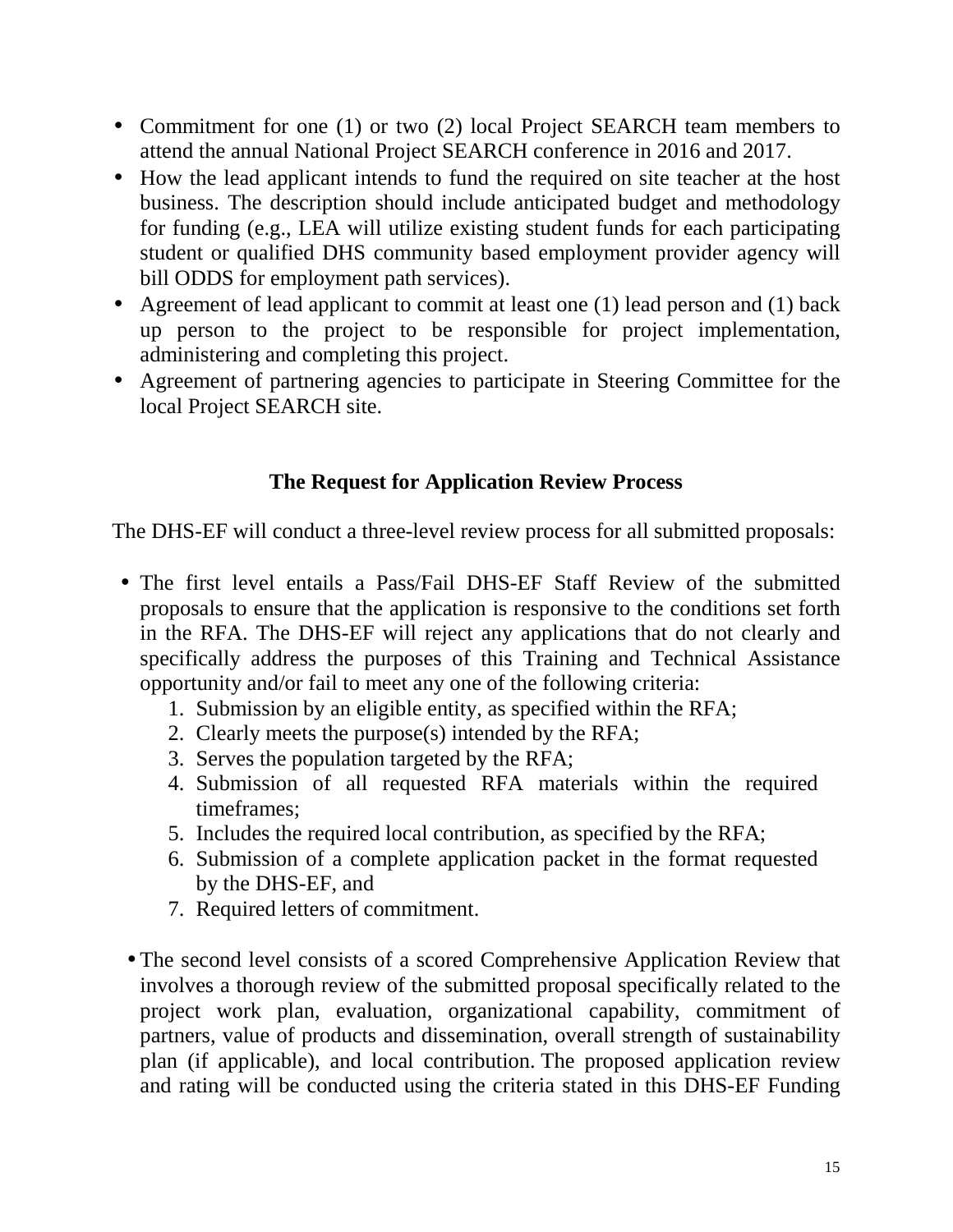- Commitment for one (1) or two (2) local Project SEARCH team members to attend the annual National Project SEARCH conference in 2016 and 2017.
- How the lead applicant intends to fund the required on site teacher at the host business. The description should include anticipated budget and methodology for funding (e.g., LEA will utilize existing student funds for each participating student or qualified DHS community based employment provider agency will bill ODDS for employment path services).
- Agreement of lead applicant to commit at least one (1) lead person and (1) back up person to the project to be responsible for project implementation, administering and completing this project.
- Agreement of partnering agencies to participate in Steering Committee for the local Project SEARCH site.

## The Request for Application Review Process

The DHS-EF will conduct a three-level review process for all submitted proposals:

- The first level entails a Pass/Fail DHS-EF Staff Review of the submitted proposals to ensure that the application is responsive to the conditions set forth in the RFA. The DHS-EF will reject any applications that do not clearly and specifically address the purposes of this Training and Technical Assistance opportunity and/or fail to meet any one of the following criteria:
    1. Submission by an eligible entity, as specified within the RFA;
    2. Clearly meets the purpose(s) intended by the RFA;
    3. Serves the population targeted by the RFA;
    4. Submission of all requested RFA materials within the required timeframes;
    5. Includes the required local contribution, as specified by the RFA;
    6. Submission of a complete application packet in the format requested by the DHS-EF, and
    7. Required letters of commitment.

- The second level consists of a scored Comprehensive Application Review that involves a thorough review of the submitted proposal specifically related to the project work plan, evaluation, organizational capability, commitment of partners, value of products and dissemination, overall strength of sustainability plan (if applicable), and local contribution. The proposed application review and rating will be conducted using the criteria stated in this DHS-EF Funding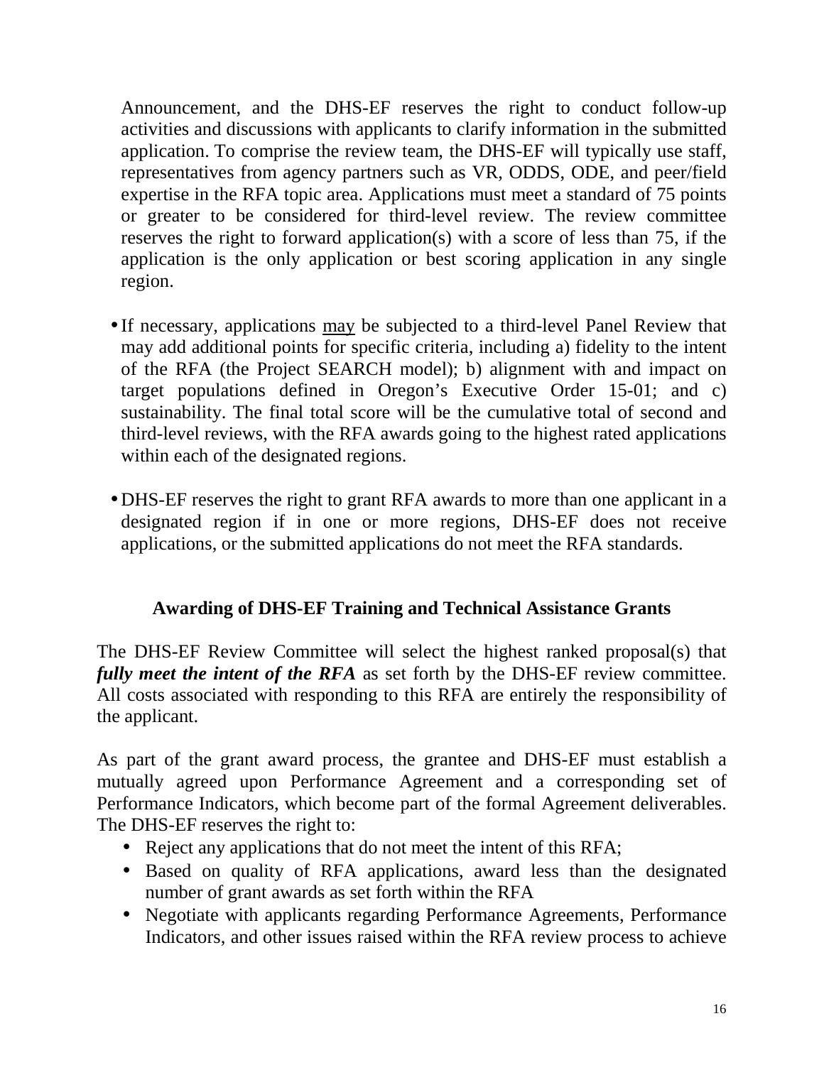Announcement, and the DHS-EF reserves the right to conduct follow-up activities and discussions with applicants to clarify information in the submitted application. To comprise the review team, the DHS-EF will typically use staff, representatives from agency partners such as VR, ODDS, ODE, and peer/field expertise in the RFA topic area. Applications must meet a standard of 75 points or greater to be considered for third-level review. The review committee reserves the right to forward application(s) with a score of less than 75, if the application is the only application or best scoring application in any single region.

- If necessary, applications <u>may</u> be subjected to a third-level Panel Review that may add additional points for specific criteria, including a) fidelity to the intent of the RFA (the Project SEARCH model); b) alignment with and impact on target populations defined in Oregon's Executive Order 15-01; and c) sustainability. The final total score will be the cumulative total of second and third-level reviews, with the RFA awards going to the highest rated applications within each of the designated regions.

- DHS-EF reserves the right to grant RFA awards to more than one applicant in a designated region if in one or more regions, DHS-EF does not receive applications, or the submitted applications do not meet the RFA standards.

### Awarding of DHS-EF Training and Technical Assistance Grants

The DHS-EF Review Committee will select the highest ranked proposal(s) that ***fully meet the intent of the RFA*** as set forth by the DHS-EF review committee. All costs associated with responding to this RFA are entirely the responsibility of the applicant.

As part of the grant award process, the grantee and DHS-EF must establish a mutually agreed upon Performance Agreement and a corresponding set of Performance Indicators, which become part of the formal Agreement deliverables. The DHS-EF reserves the right to:

- Reject any applications that do not meet the intent of this RFA;
- Based on quality of RFA applications, award less than the designated number of grant awards as set forth within the RFA
- Negotiate with applicants regarding Performance Agreements, Performance Indicators, and other issues raised within the RFA review process to achieve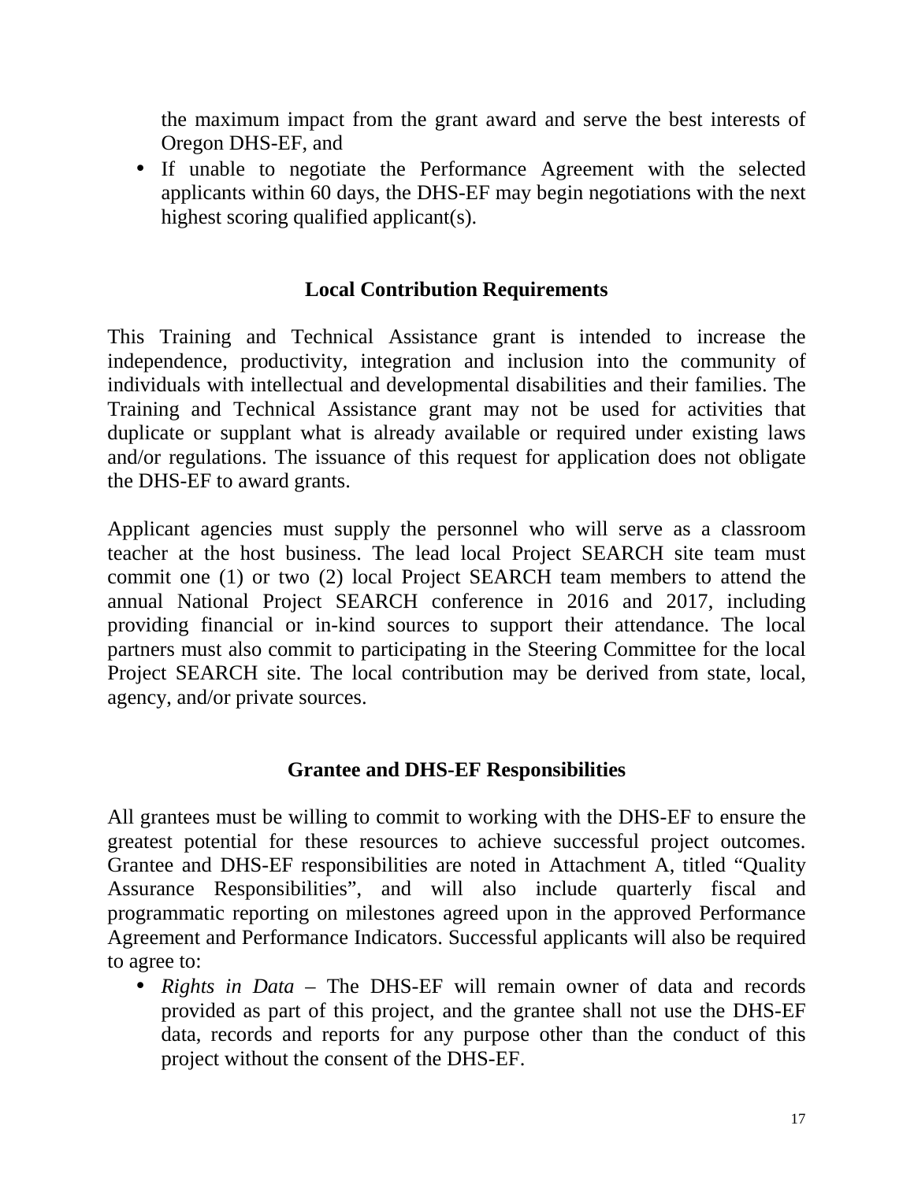the maximum impact from the grant award and serve the best interests of Oregon DHS-EF, and

- If unable to negotiate the Performance Agreement with the selected applicants within 60 days, the DHS-EF may begin negotiations with the next highest scoring qualified applicant(s).

## Local Contribution Requirements

This Training and Technical Assistance grant is intended to increase the independence, productivity, integration and inclusion into the community of individuals with intellectual and developmental disabilities and their families. The Training and Technical Assistance grant may not be used for activities that duplicate or supplant what is already available or required under existing laws and/or regulations. The issuance of this request for application does not obligate the DHS-EF to award grants.

Applicant agencies must supply the personnel who will serve as a classroom teacher at the host business. The lead local Project SEARCH site team must commit one (1) or two (2) local Project SEARCH team members to attend the annual National Project SEARCH conference in 2016 and 2017, including providing financial or in-kind sources to support their attendance. The local partners must also commit to participating in the Steering Committee for the local Project SEARCH site. The local contribution may be derived from state, local, agency, and/or private sources.

## Grantee and DHS-EF Responsibilities

All grantees must be willing to commit to working with the DHS-EF to ensure the greatest potential for these resources to achieve successful project outcomes. Grantee and DHS-EF responsibilities are noted in Attachment A, titled "Quality Assurance Responsibilities", and will also include quarterly fiscal and programmatic reporting on milestones agreed upon in the approved Performance Agreement and Performance Indicators. Successful applicants will also be required to agree to:

- *Rights in Data* – The DHS-EF will remain owner of data and records provided as part of this project, and the grantee shall not use the DHS-EF data, records and reports for any purpose other than the conduct of this project without the consent of the DHS-EF.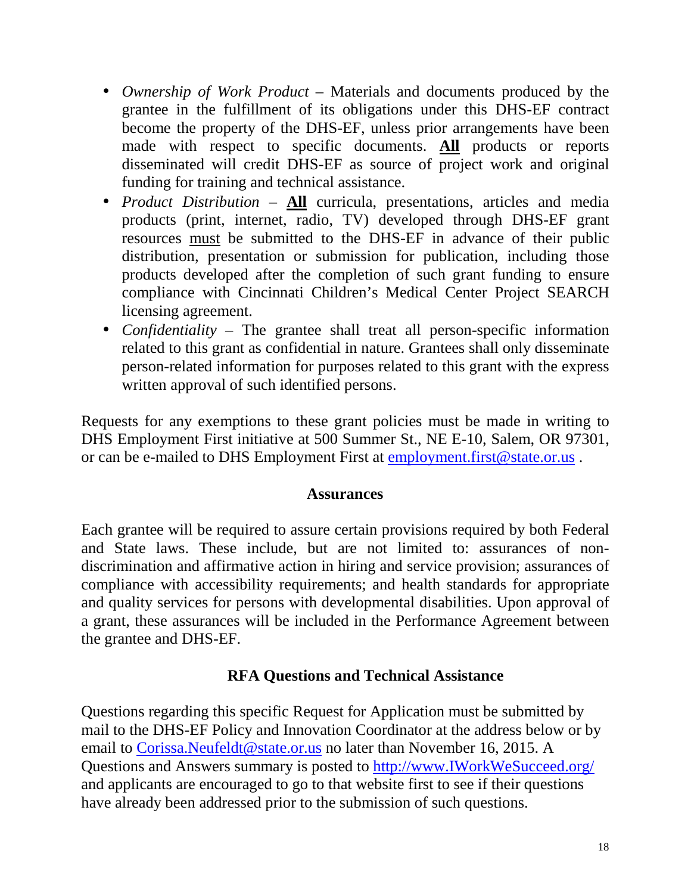- *Ownership of Work Product* – Materials and documents produced by the grantee in the fulfillment of its obligations under this DHS-EF contract become the property of the DHS-EF, unless prior arrangements have been made with respect to specific documents. **<u>All</u>** products or reports disseminated will credit DHS-EF as source of project work and original funding for training and technical assistance.
- *Product Distribution* – **<u>All</u>** curricula, presentations, articles and media products (print, internet, radio, TV) developed through DHS-EF grant resources <u>must</u> be submitted to the DHS-EF in advance of their public distribution, presentation or submission for publication, including those products developed after the completion of such grant funding to ensure compliance with Cincinnati Children's Medical Center Project SEARCH licensing agreement.
- *Confidentiality* – The grantee shall treat all person-specific information related to this grant as confidential in nature. Grantees shall only disseminate person-related information for purposes related to this grant with the express written approval of such identified persons.

Requests for any exemptions to these grant policies must be made in writing to DHS Employment First initiative at 500 Summer St., NE E-10, Salem, OR 97301, or can be e-mailed to DHS Employment First at employment.first@state.or.us .

## Assurances

Each grantee will be required to assure certain provisions required by both Federal and State laws. These include, but are not limited to: assurances of non-discrimination and affirmative action in hiring and service provision; assurances of compliance with accessibility requirements; and health standards for appropriate and quality services for persons with developmental disabilities. Upon approval of a grant, these assurances will be included in the Performance Agreement between the grantee and DHS-EF.

## RFA Questions and Technical Assistance

Questions regarding this specific Request for Application must be submitted by mail to the DHS-EF Policy and Innovation Coordinator at the address below or by email to Corissa.Neufeldt@state.or.us no later than November 16, 2015. A Questions and Answers summary is posted to http://www.IWorkWeSucceed.org/ and applicants are encouraged to go to that website first to see if their questions have already been addressed prior to the submission of such questions.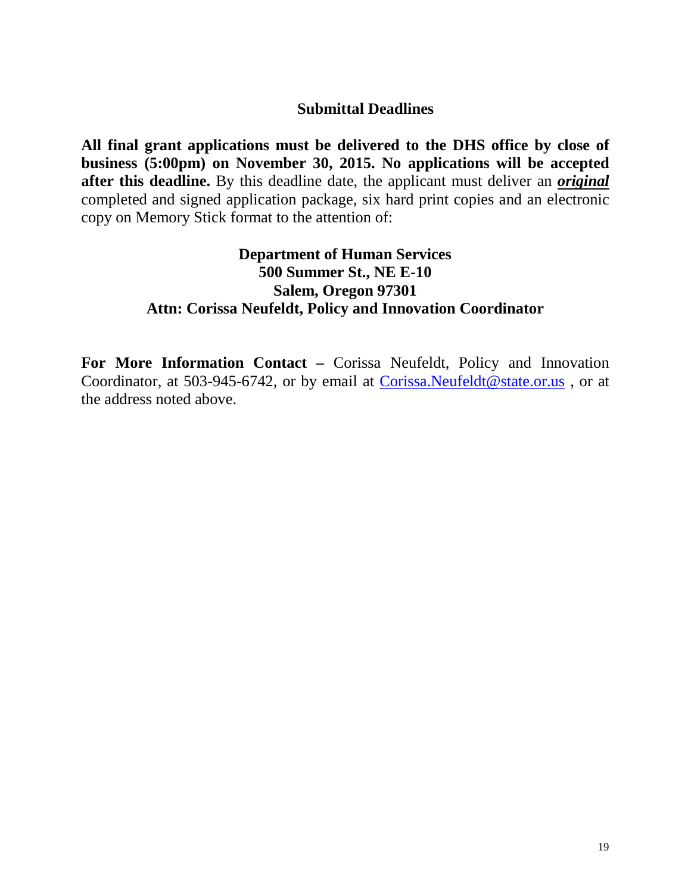## Submittal Deadlines

**All final grant applications must be delivered to the DHS office by close of business (5:00pm) on November 30, 2015. No applications will be accepted after this deadline.** By this deadline date, the applicant must deliver an ***original*** completed and signed application package, six hard print copies and an electronic copy on Memory Stick format to the attention of:

**Department of Human Services**
**500 Summer St., NE E-10**
**Salem, Oregon 97301**
**Attn: Corissa Neufeldt, Policy and Innovation Coordinator**

**For More Information Contact –** Corissa Neufeldt, Policy and Innovation Coordinator, at 503-945-6742, or by email at Corissa.Neufeldt@state.or.us , or at the address noted above.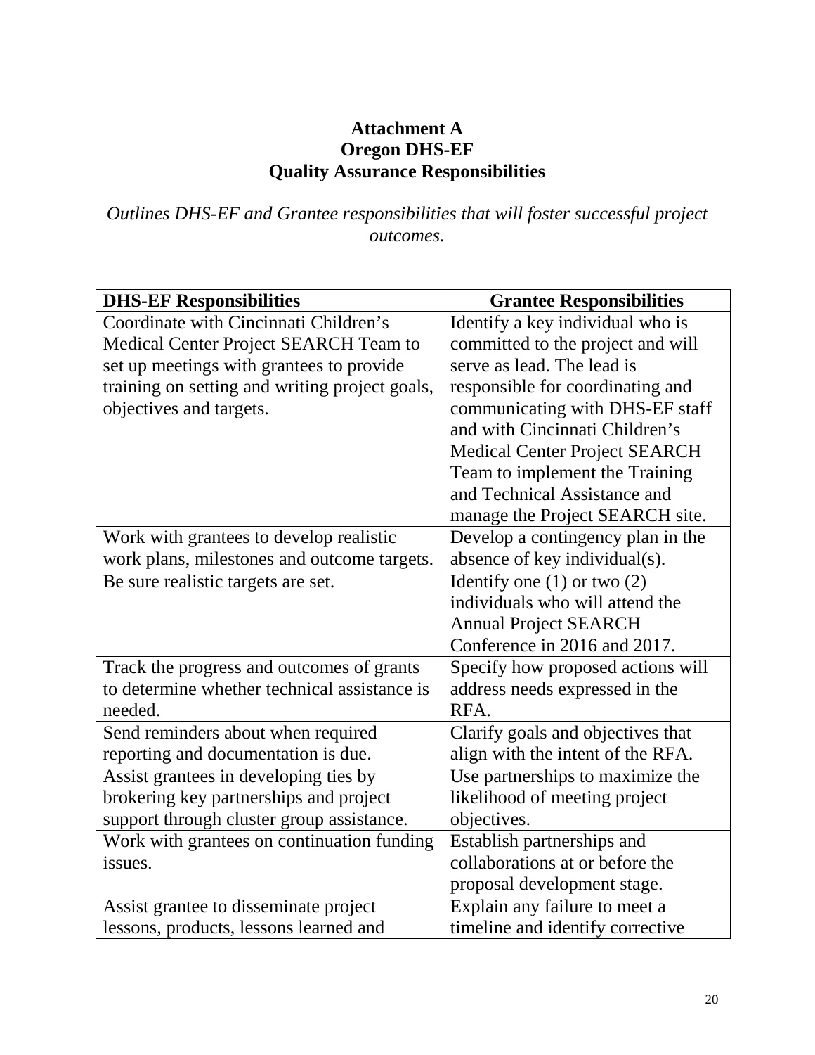**Attachment A**
**Oregon DHS-EF**
**Quality Assurance Responsibilities**

*Outlines DHS-EF and Grantee responsibilities that will foster successful project outcomes.*

| **DHS-EF Responsibilities** | **Grantee Responsibilities** |
|---|---|
| Coordinate with Cincinnati Children's Medical Center Project SEARCH Team to set up meetings with grantees to provide training on setting and writing project goals, objectives and targets. | Identify a key individual who is committed to the project and will serve as lead. The lead is responsible for coordinating and communicating with DHS-EF staff and with Cincinnati Children's Medical Center Project SEARCH Team to implement the Training and Technical Assistance and manage the Project SEARCH site. |
| Work with grantees to develop realistic work plans, milestones and outcome targets. | Develop a contingency plan in the absence of key individual(s). |
| Be sure realistic targets are set. | Identify one (1) or two (2) individuals who will attend the Annual Project SEARCH Conference in 2016 and 2017. |
| Track the progress and outcomes of grants to determine whether technical assistance is needed. | Specify how proposed actions will address needs expressed in the RFA. |
| Send reminders about when required reporting and documentation is due. | Clarify goals and objectives that align with the intent of the RFA. |
| Assist grantees in developing ties by brokering key partnerships and project support through cluster group assistance. | Use partnerships to maximize the likelihood of meeting project objectives. |
| Work with grantees on continuation funding issues. | Establish partnerships and collaborations at or before the proposal development stage. |
| Assist grantee to disseminate project lessons, products, lessons learned and | Explain any failure to meet a timeline and identify corrective |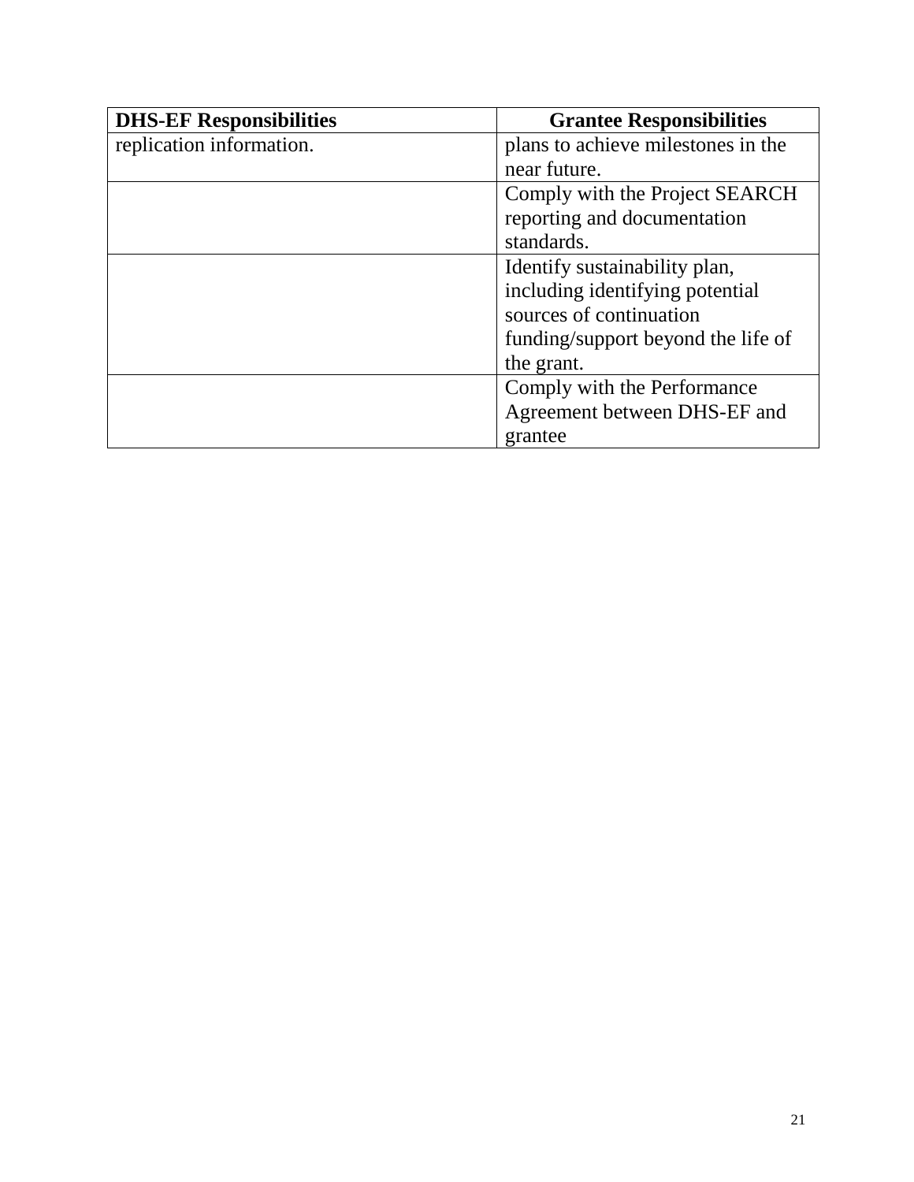| DHS-EF Responsibilities | Grantee Responsibilities |
|---|---|
| replication information. | plans to achieve milestones in the near future. |
| | Comply with the Project SEARCH reporting and documentation standards. |
| | Identify sustainability plan, including identifying potential sources of continuation funding/support beyond the life of the grant. |
| | Comply with the Performance Agreement between DHS-EF and grantee |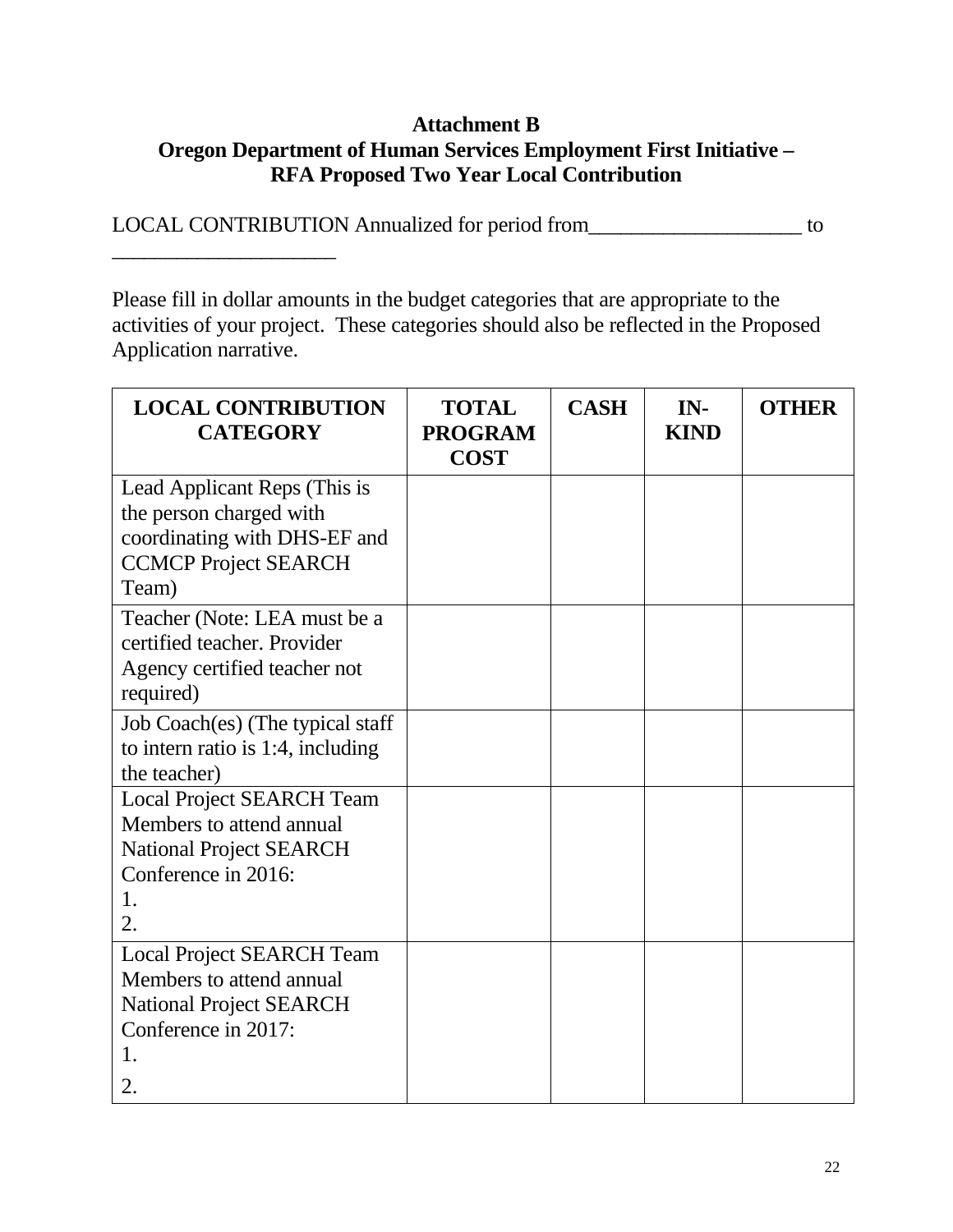# Attachment B
## Oregon Department of Human Services Employment First Initiative – RFA Proposed Two Year Local Contribution

LOCAL CONTRIBUTION Annualized for period from____________________ to ____________________

Please fill in dollar amounts in the budget categories that are appropriate to the activities of your project. These categories should also be reflected in the Proposed Application narrative.

| LOCAL CONTRIBUTION CATEGORY | TOTAL PROGRAM COST | CASH | IN-KIND | OTHER |
|---|---|---|---|---|
| Lead Applicant Reps (This is the person charged with coordinating with DHS-EF and CCMCP Project SEARCH Team) | | | | |
| Teacher (Note: LEA must be a certified teacher. Provider Agency certified teacher not required) | | | | |
| Job Coach(es) (The typical staff to intern ratio is 1:4, including the teacher) | | | | |
| Local Project SEARCH Team Members to attend annual National Project SEARCH Conference in 2016:<br>1.<br>2. | | | | |
| Local Project SEARCH Team Members to attend annual National Project SEARCH Conference in 2017:<br>1.<br>2. | | | | |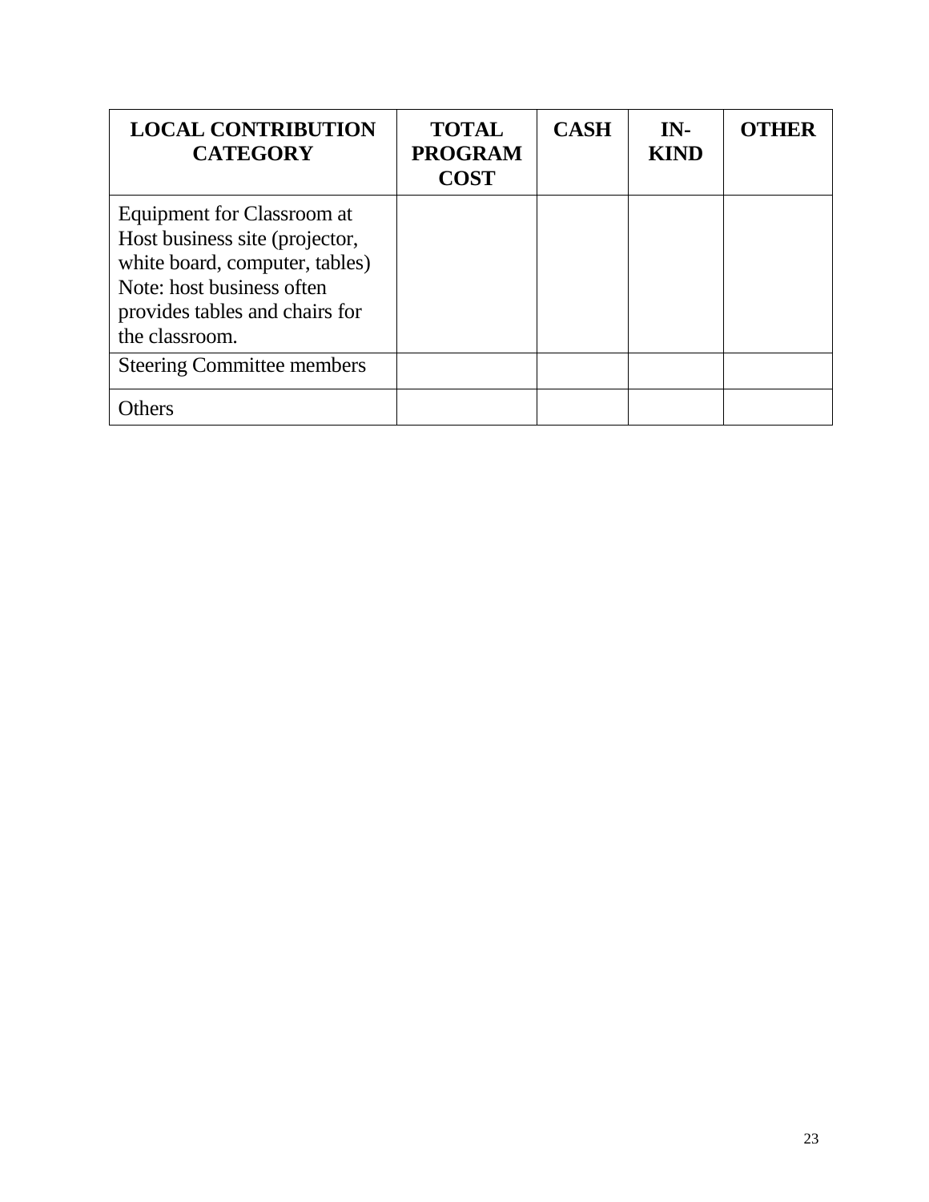| LOCAL CONTRIBUTION CATEGORY | TOTAL PROGRAM COST | CASH | IN-KIND | OTHER |
|---|---|---|---|---|
| Equipment for Classroom at Host business site (projector, white board, computer, tables) Note: host business often provides tables and chairs for the classroom. | | | | |
| Steering Committee members | | | | |
| Others | | | | |